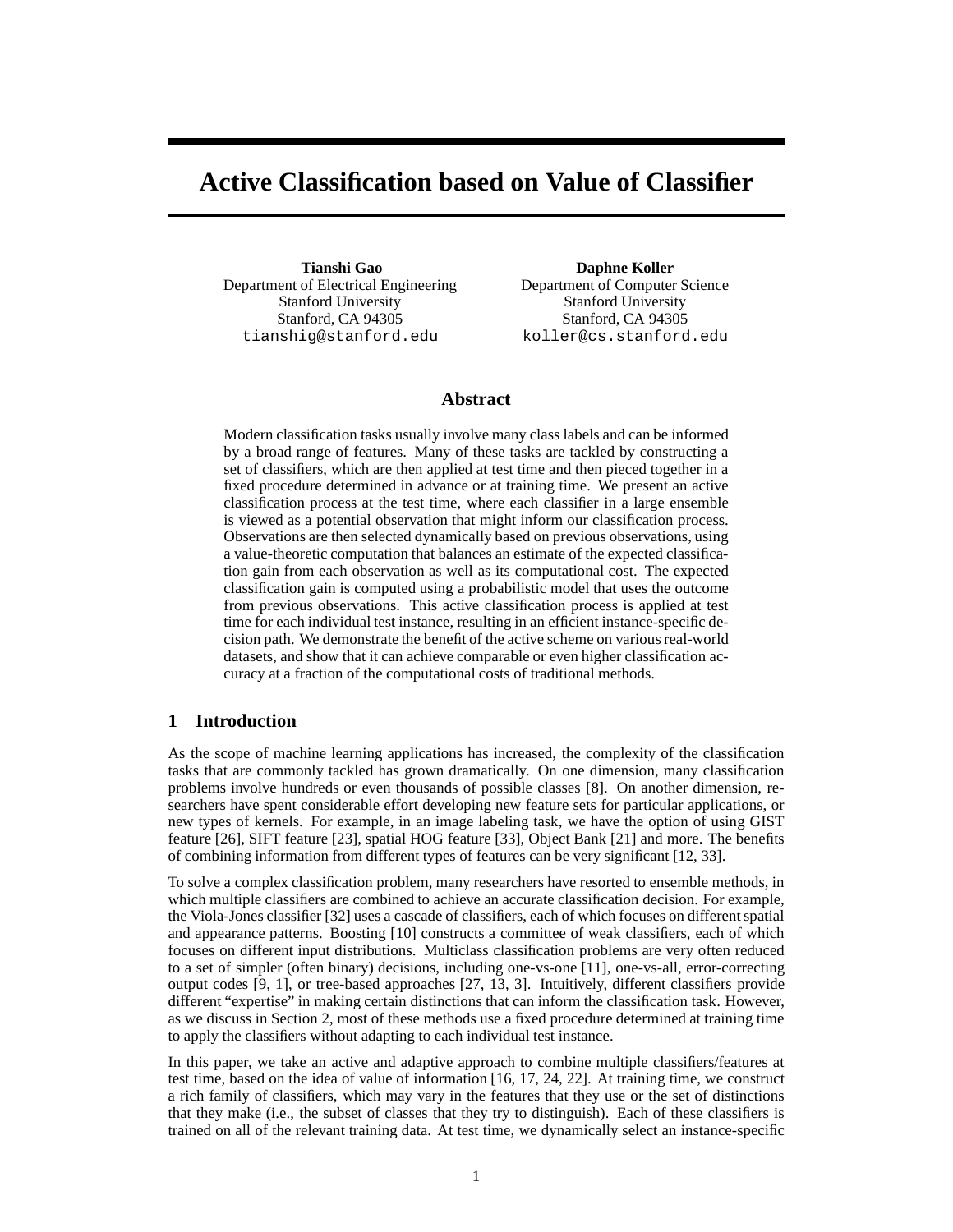# Active Classification based on Value of Classifier

**Tianshi Gao**
Department of Electrical Engineering
Stanford University
Stanford, CA 94305
`tianshig@stanford.edu`

**Daphne Koller**
Department of Computer Science
Stanford University
Stanford, CA 94305
`koller@cs.stanford.edu`

## Abstract

Modern classification tasks usually involve many class labels and can be informed by a broad range of features. Many of these tasks are tackled by constructing a set of classifiers, which are then applied at test time and then pieced together in a fixed procedure determined in advance or at training time. We present an active classification process at the test time, where each classifier in a large ensemble is viewed as a potential observation that might inform our classification process. Observations are then selected dynamically based on previous observations, using a value-theoretic computation that balances an estimate of the expected classification gain from each observation as well as its computational cost. The expected classification gain is computed using a probabilistic model that uses the outcome from previous observations. This active classification process is applied at test time for each individual test instance, resulting in an efficient instance-specific decision path. We demonstrate the benefit of the active scheme on various real-world datasets, and show that it can achieve comparable or even higher classification accuracy at a fraction of the computational costs of traditional methods.

## 1 Introduction

As the scope of machine learning applications has increased, the complexity of the classification tasks that are commonly tackled has grown dramatically. On one dimension, many classification problems involve hundreds or even thousands of possible classes [8]. On another dimension, researchers have spent considerable effort developing new feature sets for particular applications, or new types of kernels. For example, in an image labeling task, we have the option of using GIST feature [26], SIFT feature [23], spatial HOG feature [33], Object Bank [21] and more. The benefits of combining information from different types of features can be very significant [12, 33].

To solve a complex classification problem, many researchers have resorted to ensemble methods, in which multiple classifiers are combined to achieve an accurate classification decision. For example, the Viola-Jones classifier [32] uses a cascade of classifiers, each of which focuses on different spatial and appearance patterns. Boosting [10] constructs a committee of weak classifiers, each of which focuses on different input distributions. Multiclass classification problems are very often reduced to a set of simpler (often binary) decisions, including one-vs-one [11], one-vs-all, error-correcting output codes [9, 1], or tree-based approaches [27, 13, 3]. Intuitively, different classifiers provide different "expertise" in making certain distinctions that can inform the classification task. However, as we discuss in Section 2, most of these methods use a fixed procedure determined at training time to apply the classifiers without adapting to each individual test instance.

In this paper, we take an active and adaptive approach to combine multiple classifiers/features at test time, based on the idea of value of information [16, 17, 24, 22]. At training time, we construct a rich family of classifiers, which may vary in the features that they use or the set of distinctions that they make (i.e., the subset of classes that they try to distinguish). Each of these classifiers is trained on all of the relevant training data. At test time, we dynamically select an instance-specific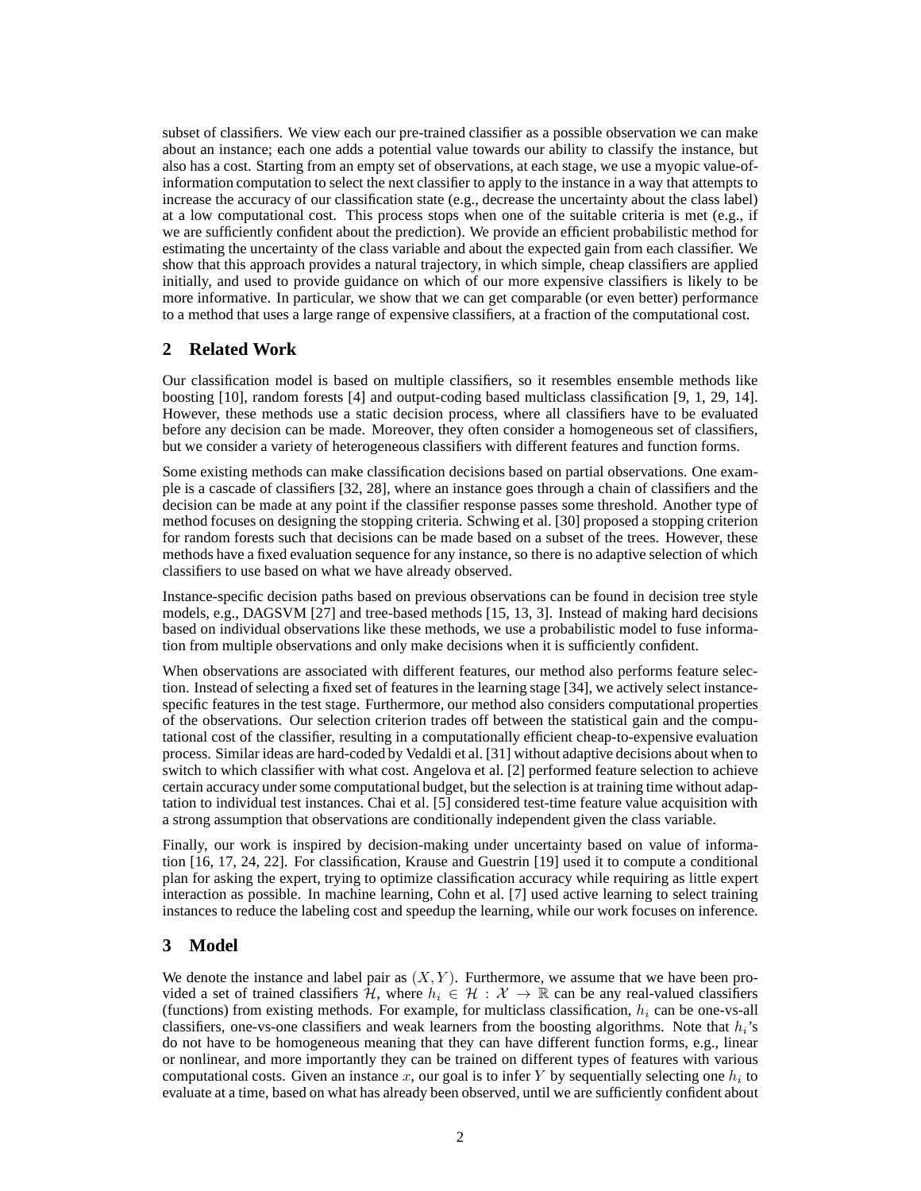subset of classifiers. We view each our pre-trained classifier as a possible observation we can make about an instance; each one adds a potential value towards our ability to classify the instance, but also has a cost. Starting from an empty set of observations, at each stage, we use a myopic value-of-information computation to select the next classifier to apply to the instance in a way that attempts to increase the accuracy of our classification state (e.g., decrease the uncertainty about the class label) at a low computational cost. This process stops when one of the suitable criteria is met (e.g., if we are sufficiently confident about the prediction). We provide an efficient probabilistic method for estimating the uncertainty of the class variable and about the expected gain from each classifier. We show that this approach provides a natural trajectory, in which simple, cheap classifiers are applied initially, and used to provide guidance on which of our more expensive classifiers is likely to be more informative. In particular, we show that we can get comparable (or even better) performance to a method that uses a large range of expensive classifiers, at a fraction of the computational cost.

## 2 Related Work

Our classification model is based on multiple classifiers, so it resembles ensemble methods like boosting [10], random forests [4] and output-coding based multiclass classification [9, 1, 29, 14]. However, these methods use a static decision process, where all classifiers have to be evaluated before any decision can be made. Moreover, they often consider a homogeneous set of classifiers, but we consider a variety of heterogeneous classifiers with different features and function forms.

Some existing methods can make classification decisions based on partial observations. One example is a cascade of classifiers [32, 28], where an instance goes through a chain of classifiers and the decision can be made at any point if the classifier response passes some threshold. Another type of method focuses on designing the stopping criteria. Schwing et al. [30] proposed a stopping criterion for random forests such that decisions can be made based on a subset of the trees. However, these methods have a fixed evaluation sequence for any instance, so there is no adaptive selection of which classifiers to use based on what we have already observed.

Instance-specific decision paths based on previous observations can be found in decision tree style models, e.g., DAGSVM [27] and tree-based methods [15, 13, 3]. Instead of making hard decisions based on individual observations like these methods, we use a probabilistic model to fuse information from multiple observations and only make decisions when it is sufficiently confident.

When observations are associated with different features, our method also performs feature selection. Instead of selecting a fixed set of features in the learning stage [34], we actively select instance-specific features in the test stage. Furthermore, our method also considers computational properties of the observations. Our selection criterion trades off between the statistical gain and the computational cost of the classifier, resulting in a computationally efficient cheap-to-expensive evaluation process. Similar ideas are hard-coded by Vedaldi et al. [31] without adaptive decisions about when to switch to which classifier with what cost. Angelova et al. [2] performed feature selection to achieve certain accuracy under some computational budget, but the selection is at training time without adaptation to individual test instances. Chai et al. [5] considered test-time feature value acquisition with a strong assumption that observations are conditionally independent given the class variable.

Finally, our work is inspired by decision-making under uncertainty based on value of information [16, 17, 24, 22]. For classification, Krause and Guestrin [19] used it to compute a conditional plan for asking the expert, trying to optimize classification accuracy while requiring as little expert interaction as possible. In machine learning, Cohn et al. [7] used active learning to select training instances to reduce the labeling cost and speedup the learning, while our work focuses on inference.

## 3 Model

We denote the instance and label pair as $(X, Y)$. Furthermore, we assume that we have been provided a set of trained classifiers $\mathcal{H}$, where $h_i \in \mathcal{H} : \mathcal{X} \to \mathbb{R}$ can be any real-valued classifiers (functions) from existing methods. For example, for multiclass classification, $h_i$ can be one-vs-all classifiers, one-vs-one classifiers and weak learners from the boosting algorithms. Note that $h_i$'s do not have to be homogeneous meaning that they can have different function forms, e.g., linear or nonlinear, and more importantly they can be trained on different types of features with various computational costs. Given an instance $x$, our goal is to infer $Y$ by sequentially selecting one $h_i$ to evaluate at a time, based on what has already been observed, until we are sufficiently confident about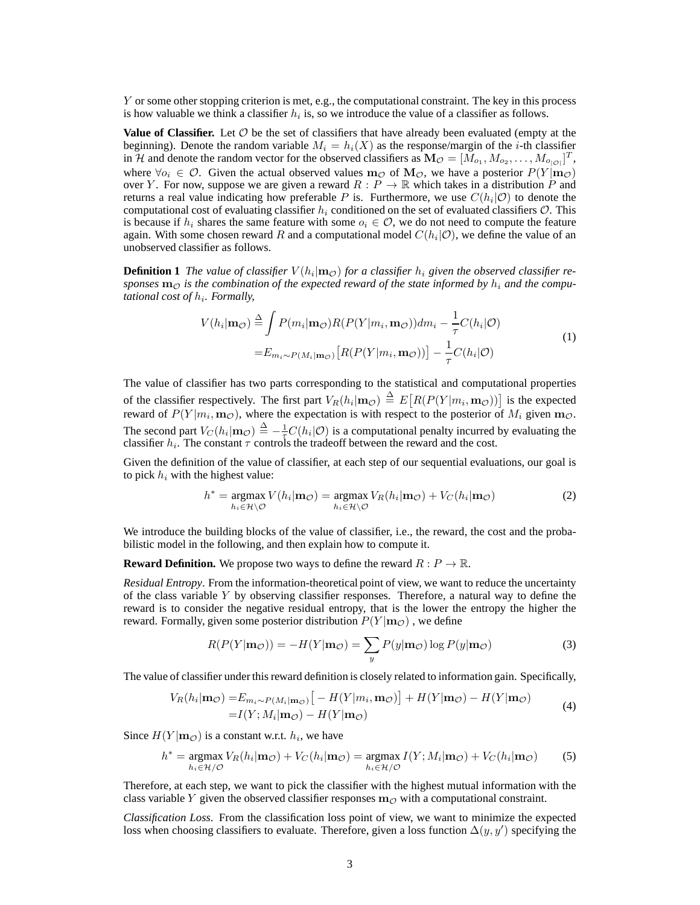$Y$ or some other stopping criterion is met, e.g., the computational constraint. The key in this process is how valuable we think a classifier $h_i$ is, so we introduce the value of a classifier as follows.

**Value of Classifier.** Let $\mathcal{O}$ be the set of classifiers that have already been evaluated (empty at the beginning). Denote the random variable $M_i = h_i(X)$ as the response/margin of the $i$-th classifier in $\mathcal{H}$ and denote the random vector for the observed classifiers as $\mathbf{M}_{\mathcal{O}} = [M_{o_1}, M_{o_2}, \ldots, M_{o_{|\mathcal{O}|}}]^T$, where $\forall o_i \in \mathcal{O}$. Given the actual observed values $\mathbf{m}_{\mathcal{O}}$ of $\mathbf{M}_{\mathcal{O}}$, we have a posterior $P(Y|\mathbf{m}_{\mathcal{O}})$ over $Y$. For now, suppose we are given a reward $R : P \to \mathbb{R}$ which takes in a distribution $P$ and returns a real value indicating how preferable $P$ is. Furthermore, we use $C(h_i|\mathcal{O})$ to denote the computational cost of evaluating classifier $h_i$ conditioned on the set of evaluated classifiers $\mathcal{O}$. This is because if $h_i$ shares the same feature with some $o_i \in \mathcal{O}$, we do not need to compute the feature again. With some chosen reward $R$ and a computational model $C(h_i|\mathcal{O})$, we define the value of an unobserved classifier as follows.

**Definition 1** *The value of classifier $V(h_i|\mathbf{m}_{\mathcal{O}})$ for a classifier $h_i$ given the observed classifier responses $\mathbf{m}_{\mathcal{O}}$ is the combination of the expected reward of the state informed by $h_i$ and the computational cost of $h_i$. Formally,*

$$
\begin{aligned}
V(h_i|\mathbf{m}_{\mathcal{O}}) &\triangleq \int P(m_i|\mathbf{m}_{\mathcal{O}}) R(P(Y|m_i, \mathbf{m}_{\mathcal{O}})) dm_i - \frac{1}{\tau} C(h_i|\mathcal{O}) \\
&= E_{m_i \sim P(M_i|\mathbf{m}_{\mathcal{O}})}\big[R(P(Y|m_i, \mathbf{m}_{\mathcal{O}}))\big] - \frac{1}{\tau} C(h_i|\mathcal{O})
\end{aligned}
\tag{1}
$$

The value of classifier has two parts corresponding to the statistical and computational properties of the classifier respectively. The first part $V_R(h_i|\mathbf{m}_{\mathcal{O}}) \triangleq E\big[R(P(Y|m_i, \mathbf{m}_{\mathcal{O}}))\big]$ is the expected reward of $P(Y|m_i, \mathbf{m}_{\mathcal{O}})$, where the expectation is with respect to the posterior of $M_i$ given $\mathbf{m}_{\mathcal{O}}$. The second part $V_C(h_i|\mathbf{m}_{\mathcal{O}}) \triangleq -\frac{1}{\tau} C(h_i|\mathcal{O})$ is a computational penalty incurred by evaluating the classifier $h_i$. The constant $\tau$ controls the tradeoff between the reward and the cost.

Given the definition of the value of classifier, at each step of our sequential evaluations, our goal is to pick $h_i$ with the highest value:

$$
h^* = \operatorname*{argmax}_{h_i \in \mathcal{H} \setminus \mathcal{O}} V(h_i|\mathbf{m}_{\mathcal{O}}) = \operatorname*{argmax}_{h_i \in \mathcal{H} \setminus \mathcal{O}} V_R(h_i|\mathbf{m}_{\mathcal{O}}) + V_C(h_i|\mathbf{m}_{\mathcal{O}})
\tag{2}
$$

We introduce the building blocks of the value of classifier, i.e., the reward, the cost and the probabilistic model in the following, and then explain how to compute it.

**Reward Definition.** We propose two ways to define the reward $R : P \to \mathbb{R}$.

*Residual Entropy*. From the information-theoretical point of view, we want to reduce the uncertainty of the class variable $Y$ by observing classifier responses. Therefore, a natural way to define the reward is to consider the negative residual entropy, that is the lower the entropy the higher the reward. Formally, given some posterior distribution $P(Y|\mathbf{m}_{\mathcal{O}})$ , we define

$$
R(P(Y|\mathbf{m}_{\mathcal{O}})) = -H(Y|\mathbf{m}_{\mathcal{O}}) = \sum_y P(y|\mathbf{m}_{\mathcal{O}}) \log P(y|\mathbf{m}_{\mathcal{O}})
\tag{3}
$$

The value of classifier under this reward definition is closely related to information gain. Specifically,

$$
\begin{aligned}
V_R(h_i|\mathbf{m}_{\mathcal{O}}) &= E_{m_i \sim P(M_i|\mathbf{m}_{\mathcal{O}})}\big[-H(Y|m_i, \mathbf{m}_{\mathcal{O}})\big] + H(Y|\mathbf{m}_{\mathcal{O}}) - H(Y|\mathbf{m}_{\mathcal{O}}) \\
&= I(Y; M_i|\mathbf{m}_{\mathcal{O}}) - H(Y|\mathbf{m}_{\mathcal{O}})
\end{aligned}
\tag{4}
$$

Since $H(Y|\mathbf{m}_{\mathcal{O}})$ is a constant w.r.t. $h_i$, we have

$$
h^* = \operatorname*{argmax}_{h_i \in \mathcal{H}/\mathcal{O}} V_R(h_i|\mathbf{m}_{\mathcal{O}}) + V_C(h_i|\mathbf{m}_{\mathcal{O}}) = \operatorname*{argmax}_{h_i \in \mathcal{H}/\mathcal{O}} I(Y; M_i|\mathbf{m}_{\mathcal{O}}) + V_C(h_i|\mathbf{m}_{\mathcal{O}})
\tag{5}
$$

Therefore, at each step, we want to pick the classifier with the highest mutual information with the class variable $Y$ given the observed classifier responses $\mathbf{m}_{\mathcal{O}}$ with a computational constraint.

*Classification Loss*. From the classification loss point of view, we want to minimize the expected loss when choosing classifiers to evaluate. Therefore, given a loss function $\Delta(y, y')$ specifying the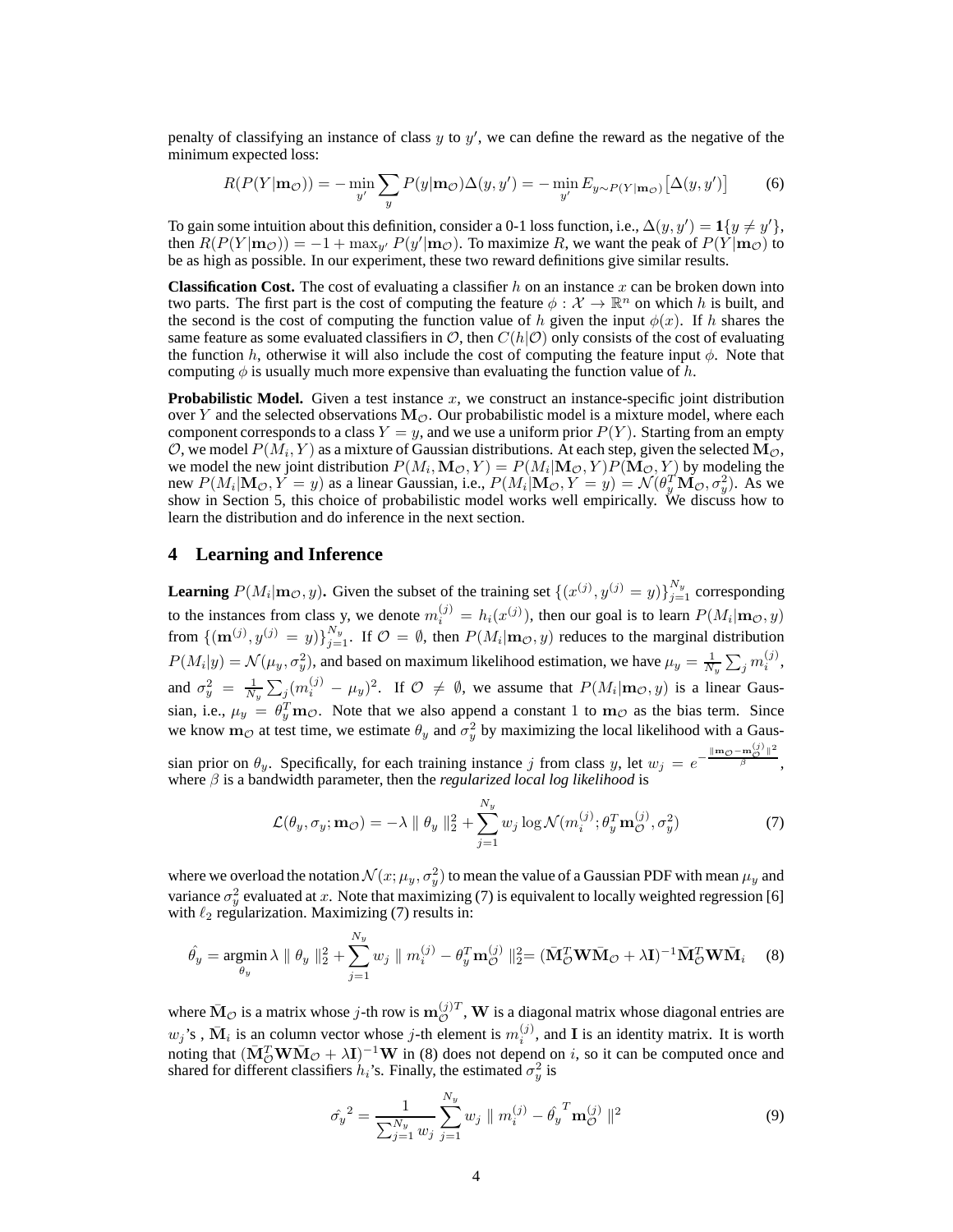penalty of classifying an instance of class $y$ to $y'$, we can define the reward as the negative of the minimum expected loss:

$$R(P(Y|\mathbf{m}_{\mathcal{O}})) = -\min_{y'} \sum_{y} P(y|\mathbf{m}_{\mathcal{O}})\Delta(y, y') = -\min_{y'} E_{y \sim P(Y|\mathbf{m}_{\mathcal{O}})}\big[\Delta(y, y')\big] \tag{6}$$

To gain some intuition about this definition, consider a 0-1 loss function, i.e., $\Delta(y, y') = \mathbf{1}\{y \neq y'\}$, then $R(P(Y|\mathbf{m}_{\mathcal{O}})) = -1 + \max_{y'} P(y'|\mathbf{m}_{\mathcal{O}})$. To maximize $R$, we want the peak of $P(Y|\mathbf{m}_{\mathcal{O}})$ to be as high as possible. In our experiment, these two reward definitions give similar results.

**Classification Cost.** The cost of evaluating a classifier $h$ on an instance $x$ can be broken down into two parts. The first part is the cost of computing the feature $\phi : \mathcal{X} \to \mathbb{R}^n$ on which $h$ is built, and the second is the cost of computing the function value of $h$ given the input $\phi(x)$. If $h$ shares the same feature as some evaluated classifiers in $\mathcal{O}$, then $C(h|\mathcal{O})$ only consists of the cost of evaluating the function $h$, otherwise it will also include the cost of computing the feature input $\phi$. Note that computing $\phi$ is usually much more expensive than evaluating the function value of $h$.

**Probabilistic Model.** Given a test instance $x$, we construct an instance-specific joint distribution over $Y$ and the selected observations $\mathbf{M}_{\mathcal{O}}$. Our probabilistic model is a mixture model, where each component corresponds to a class $Y = y$, and we use a uniform prior $P(Y)$. Starting from an empty $\mathcal{O}$, we model $P(M_i, Y)$ as a mixture of Gaussian distributions. At each step, given the selected $\mathbf{M}_{\mathcal{O}}$, we model the new joint distribution $P(M_i, \mathbf{M}_{\mathcal{O}}, Y) = P(M_i|\mathbf{M}_{\mathcal{O}}, Y)P(\mathbf{M}_{\mathcal{O}}, Y)$ by modeling the new $P(M_i|\mathbf{M}_{\mathcal{O}}, Y = y)$ as a linear Gaussian, i.e., $P(M_i|\mathbf{M}_{\mathcal{O}}, Y = y) = \mathcal{N}(\theta_y^T \mathbf{M}_{\mathcal{O}}, \sigma_y^2)$. As we show in Section 5, this choice of probabilistic model works well empirically. We discuss how to learn the distribution and do inference in the next section.

## 4 Learning and Inference

**Learning** $P(M_i|\mathbf{m}_{\mathcal{O}}, y)$**.** Given the subset of the training set $\{(x^{(j)}, y^{(j)} = y)\}_{j=1}^{N_y}$ corresponding to the instances from class y, we denote $m_i^{(j)} = h_i(x^{(j)})$, then our goal is to learn $P(M_i|\mathbf{m}_{\mathcal{O}}, y)$ from $\{(\mathbf{m}^{(j)}, y^{(j)} = y)\}_{j=1}^{N_y}$. If $\mathcal{O} = \emptyset$, then $P(M_i|\mathbf{m}_{\mathcal{O}}, y)$ reduces to the marginal distribution $P(M_i|y) = \mathcal{N}(\mu_y, \sigma_y^2)$, and based on maximum likelihood estimation, we have $\mu_y = \frac{1}{N_y}\sum_j m_i^{(j)}$, and $\sigma_y^2 = \frac{1}{N_y}\sum_j (m_i^{(j)} - \mu_y)^2$. If $\mathcal{O} \neq \emptyset$, we assume that $P(M_i|\mathbf{m}_{\mathcal{O}}, y)$ is a linear Gaussian, i.e., $\mu_y = \theta_y^T \mathbf{m}_{\mathcal{O}}$. Note that we also append a constant 1 to $\mathbf{m}_{\mathcal{O}}$ as the bias term. Since we know $\mathbf{m}_{\mathcal{O}}$ at test time, we estimate $\theta_y$ and $\sigma_y^2$ by maximizing the local likelihood with a Gaussian prior on $\theta_y$. Specifically, for each training instance $j$ from class $y$, let $w_j = e^{-\frac{\|\mathbf{m}_{\mathcal{O}} - \mathbf{m}_{\mathcal{O}}^{(j)}\|^2}{\beta}}$, where $\beta$ is a bandwidth parameter, then the *regularized local log likelihood* is

$$\mathcal{L}(\theta_y, \sigma_y; \mathbf{m}_{\mathcal{O}}) = -\lambda \parallel \theta_y \parallel_2^2 + \sum_{j=1}^{N_y} w_j \log \mathcal{N}(m_i^{(j)}; \theta_y^T \mathbf{m}_{\mathcal{O}}^{(j)}, \sigma_y^2) \tag{7}$$

where we overload the notation $\mathcal{N}(x; \mu_y, \sigma_y^2)$ to mean the value of a Gaussian PDF with mean $\mu_y$ and variance $\sigma_y^2$ evaluated at $x$. Note that maximizing (7) is equivalent to locally weighted regression [6] with $\ell_2$ regularization. Maximizing (7) results in:

$$\hat{\theta_y} = \operatorname*{argmin}_{\theta_y} \lambda \parallel \theta_y \parallel_2^2 + \sum_{j=1}^{N_y} w_j \parallel m_i^{(j)} - \theta_y^T \mathbf{m}_{\mathcal{O}}^{(j)} \parallel_2^2 = (\bar{\mathbf{M}}_{\mathcal{O}}^T \mathbf{W} \bar{\mathbf{M}}_{\mathcal{O}} + \lambda \mathbf{I})^{-1} \bar{\mathbf{M}}_{\mathcal{O}}^T \mathbf{W} \bar{\mathbf{M}}_i \tag{8}$$

where $\bar{\mathbf{M}}_{\mathcal{O}}$ is a matrix whose $j$-th row is $\mathbf{m}_{\mathcal{O}}^{(j)T}$, $\mathbf{W}$ is a diagonal matrix whose diagonal entries are $w_j$'s , $\bar{\mathbf{M}}_i$ is an column vector whose $j$-th element is $m_i^{(j)}$, and $\mathbf{I}$ is an identity matrix. It is worth noting that $(\bar{\mathbf{M}}_{\mathcal{O}}^T \mathbf{W} \bar{\mathbf{M}}_{\mathcal{O}} + \lambda \mathbf{I})^{-1}\mathbf{W}$ in (8) does not depend on $i$, so it can be computed once and shared for different classifiers $h_i$'s. Finally, the estimated $\sigma_y^2$ is

$$\hat{\sigma_y}^2 = \frac{1}{\sum_{j=1}^{N_y} w_j} \sum_{j=1}^{N_y} w_j \parallel m_i^{(j)} - \hat{\theta_y}^T \mathbf{m}_{\mathcal{O}}^{(j)} \parallel^2 \tag{9}$$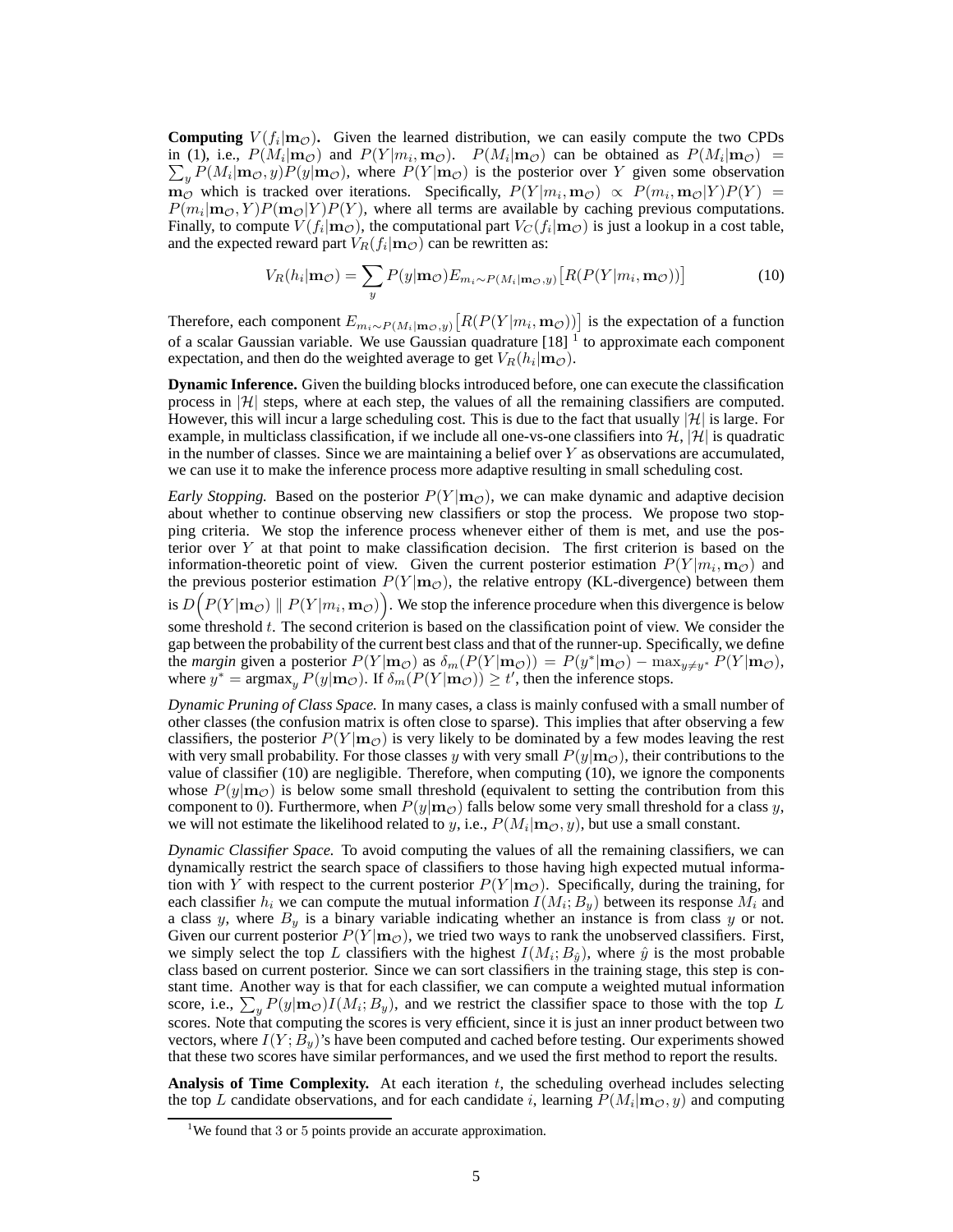**Computing $V(f_i|\mathbf{m}_\mathcal{O})$.** Given the learned distribution, we can easily compute the two CPDs in (1), i.e., $P(M_i|\mathbf{m}_\mathcal{O})$ and $P(Y|m_i, \mathbf{m}_\mathcal{O})$. $P(M_i|\mathbf{m}_\mathcal{O})$ can be obtained as $P(M_i|\mathbf{m}_\mathcal{O}) = \sum_y P(M_i|\mathbf{m}_\mathcal{O}, y)P(y|\mathbf{m}_\mathcal{O})$, where $P(Y|\mathbf{m}_\mathcal{O})$ is the posterior over $Y$ given some observation $\mathbf{m}_\mathcal{O}$ which is tracked over iterations. Specifically, $P(Y|m_i, \mathbf{m}_\mathcal{O}) \propto P(m_i, \mathbf{m}_\mathcal{O}|Y)P(Y) = P(m_i|\mathbf{m}_\mathcal{O}, Y)P(\mathbf{m}_\mathcal{O}|Y)P(Y)$, where all terms are available by caching previous computations. Finally, to compute $V(f_i|\mathbf{m}_\mathcal{O})$, the computational part $V_C(f_i|\mathbf{m}_\mathcal{O})$ is just a lookup in a cost table, and the expected reward part $V_R(f_i|\mathbf{m}_\mathcal{O})$ can be rewritten as:

$$V_R(h_i|\mathbf{m}_\mathcal{O}) = \sum_y P(y|\mathbf{m}_\mathcal{O}) E_{m_i \sim P(M_i|\mathbf{m}_\mathcal{O}, y)}\big[R(P(Y|m_i, \mathbf{m}_\mathcal{O}))\big] \tag{10}$$

Therefore, each component $E_{m_i \sim P(M_i|\mathbf{m}_\mathcal{O}, y)}\big[R(P(Y|m_i, \mathbf{m}_\mathcal{O}))\big]$ is the expectation of a function of a scalar Gaussian variable. We use Gaussian quadrature [18] [1] to approximate each component expectation, and then do the weighted average to get $V_R(h_i|\mathbf{m}_\mathcal{O})$.

**Dynamic Inference.** Given the building blocks introduced before, one can execute the classification process in $|\mathcal{H}|$ steps, where at each step, the values of all the remaining classifiers are computed. However, this will incur a large scheduling cost. This is due to the fact that usually $|\mathcal{H}|$ is large. For example, in multiclass classification, if we include all one-vs-one classifiers into $\mathcal{H}$, $|\mathcal{H}|$ is quadratic in the number of classes. Since we are maintaining a belief over $Y$ as observations are accumulated, we can use it to make the inference process more adaptive resulting in small scheduling cost.

*Early Stopping.* Based on the posterior $P(Y|\mathbf{m}_\mathcal{O})$, we can make dynamic and adaptive decision about whether to continue observing new classifiers or stop the process. We propose two stopping criteria. We stop the inference process whenever either of them is met, and use the posterior over $Y$ at that point to make classification decision. The first criterion is based on the information-theoretic point of view. Given the current posterior estimation $P(Y|m_i, \mathbf{m}_\mathcal{O})$ and the previous posterior estimation $P(Y|\mathbf{m}_\mathcal{O})$, the relative entropy (KL-divergence) between them is $D\Big(P(Y|\mathbf{m}_\mathcal{O}) \parallel P(Y|m_i, \mathbf{m}_\mathcal{O})\Big)$. We stop the inference procedure when this divergence is below some threshold $t$. The second criterion is based on the classification point of view. We consider the gap between the probability of the current best class and that of the runner-up. Specifically, we define the *margin* given a posterior $P(Y|\mathbf{m}_\mathcal{O})$ as $\delta_m(P(Y|\mathbf{m}_\mathcal{O})) = P(y^*|\mathbf{m}_\mathcal{O}) - \max_{y \neq y^*} P(Y|\mathbf{m}_\mathcal{O})$, where $y^* = \text{argmax}_y P(y|\mathbf{m}_\mathcal{O})$. If $\delta_m(P(Y|\mathbf{m}_\mathcal{O})) \geq t'$, then the inference stops.

*Dynamic Pruning of Class Space.* In many cases, a class is mainly confused with a small number of other classes (the confusion matrix is often close to sparse). This implies that after observing a few classifiers, the posterior $P(Y|\mathbf{m}_\mathcal{O})$ is very likely to be dominated by a few modes leaving the rest with very small probability. For those classes $y$ with very small $P(y|\mathbf{m}_\mathcal{O})$, their contributions to the value of classifier (10) are negligible. Therefore, when computing (10), we ignore the components whose $P(y|\mathbf{m}_\mathcal{O})$ is below some small threshold (equivalent to setting the contribution from this component to 0). Furthermore, when $P(y|\mathbf{m}_\mathcal{O})$ falls below some very small threshold for a class $y$, we will not estimate the likelihood related to $y$, i.e., $P(M_i|\mathbf{m}_\mathcal{O}, y)$, but use a small constant.

*Dynamic Classifier Space.* To avoid computing the values of all the remaining classifiers, we can dynamically restrict the search space of classifiers to those having high expected mutual information with $Y$ with respect to the current posterior $P(Y|\mathbf{m}_\mathcal{O})$. Specifically, during the training, for each classifier $h_i$ we can compute the mutual information $I(M_i; B_y)$ between its response $M_i$ and a class $y$, where $B_y$ is a binary variable indicating whether an instance is from class $y$ or not. Given our current posterior $P(Y|\mathbf{m}_\mathcal{O})$, we tried two ways to rank the unobserved classifiers. First, we simply select the top $L$ classifiers with the highest $I(M_i; B_{\hat{y}})$, where $\hat{y}$ is the most probable class based on current posterior. Since we can sort classifiers in the training stage, this step is constant time. Another way is that for each classifier, we can compute a weighted mutual information score, i.e., $\sum_y P(y|\mathbf{m}_\mathcal{O})I(M_i; B_y)$, and we restrict the classifier space to those with the top $L$ scores. Note that computing the scores is very efficient, since it is just an inner product between two vectors, where $I(Y; B_y)$'s have been computed and cached before testing. Our experiments showed that these two scores have similar performances, and we used the first method to report the results.

**Analysis of Time Complexity.** At each iteration $t$, the scheduling overhead includes selecting the top $L$ candidate observations, and for each candidate $i$, learning $P(M_i|\mathbf{m}_\mathcal{O}, y)$ and computing

[1] We found that 3 or 5 points provide an accurate approximation.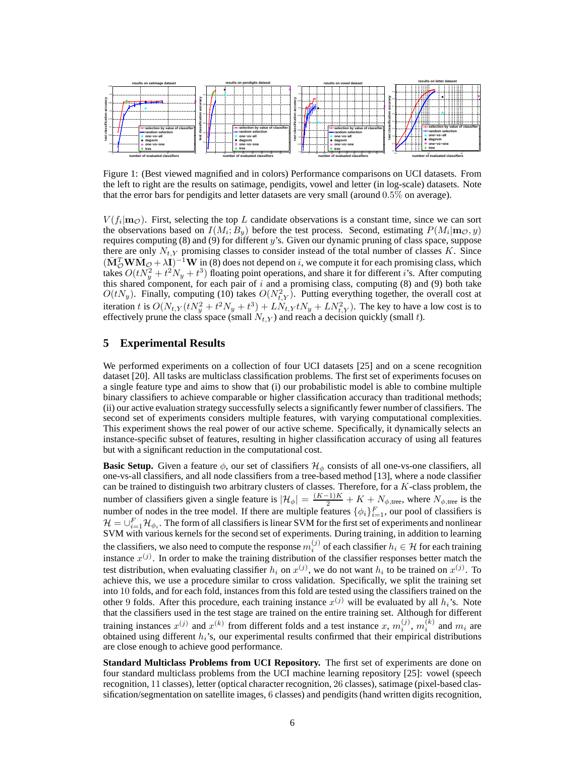Figure 1: (Best viewed magnified and in colors) Performance comparisons on UCI datasets. From the left to right are the results on satimage, pendigits, vowel and letter (in log-scale) datasets. Note that the error bars for pendigits and letter datasets are very small (around $0.5\%$ on average).

$V(f_i|\mathbf{m}_\mathcal{O})$. First, selecting the top $L$ candidate observations is a constant time, since we can sort the observations based on $I(M_i; B_y)$ before the test process. Second, estimating $P(M_i|\mathbf{m}_\mathcal{O}, y)$ requires computing (8) and (9) for different $y$'s. Given our dynamic pruning of class space, suppose there are only $N_{t,Y}$ promising classes to consider instead of the total number of classes $K$. Since $(\bar{\mathbf{M}}_\mathcal{O}^T \mathbf{W} \bar{\mathbf{M}}_\mathcal{O} + \lambda \mathbf{I})^{-1}\mathbf{W}$ in (8) does not depend on $i$, we compute it for each promising class, which takes $O(tN_y^2 + t^2 N_y + t^3)$ floating point operations, and share it for different $i$'s. After computing this shared component, for each pair of $i$ and a promising class, computing (8) and (9) both take $O(tN_y)$. Finally, computing (10) takes $O(N_{t,Y}^2)$. Putting everything together, the overall cost at iteration $t$ is $O(N_{t,Y}(tN_y^2 + t^2 N_y + t^3) + LN_{t,Y}tN_y + LN_{t,Y}^2)$. The key to have a low cost is to effectively prune the class space (small $N_{t,Y}$) and reach a decision quickly (small $t$).

## 5 Experimental Results

We performed experiments on a collection of four UCI datasets [25] and on a scene recognition dataset [20]. All tasks are multiclass classification problems. The first set of experiments focuses on a single feature type and aims to show that (i) our probabilistic model is able to combine multiple binary classifiers to achieve comparable or higher classification accuracy than traditional methods; (ii) our active evaluation strategy successfully selects a significantly fewer number of classifiers. The second set of experiments considers multiple features, with varying computational complexities. This experiment shows the real power of our active scheme. Specifically, it dynamically selects an instance-specific subset of features, resulting in higher classification accuracy of using all features but with a significant reduction in the computational cost.

**Basic Setup.** Given a feature $\phi$, our set of classifiers $\mathcal{H}_\phi$ consists of all one-vs-one classifiers, all one-vs-all classifiers, and all node classifiers from a tree-based method [13], where a node classifier can be trained to distinguish two arbitrary clusters of classes. Therefore, for a $K$-class problem, the number of classifiers given a single feature is $|\mathcal{H}_\phi| = \frac{(K-1)K}{2} + K + N_{\phi,\text{tree}}$, where $N_{\phi,\text{tree}}$ is the number of nodes in the tree model. If there are multiple features $\{\phi_i\}_{i=1}^F$, our pool of classifiers is $\mathcal{H} = \cup_{i=1}^F \mathcal{H}_{\phi_i}$. The form of all classifiers is linear SVM for the first set of experiments and nonlinear SVM with various kernels for the second set of experiments. During training, in addition to learning the classifiers, we also need to compute the response $m_i^{(j)}$ of each classifier $h_i \in \mathcal{H}$ for each training instance $x^{(j)}$. In order to make the training distribution of the classifier responses better match the test distribution, when evaluating classifier $h_i$ on $x^{(j)}$, we do not want $h_i$ to be trained on $x^{(j)}$. To achieve this, we use a procedure similar to cross validation. Specifically, we split the training set into $10$ folds, and for each fold, instances from this fold are tested using the classifiers trained on the other $9$ folds. After this procedure, each training instance $x^{(j)}$ will be evaluated by all $h_i$'s. Note that the classifiers used in the test stage are trained on the entire training set. Although for different training instances $x^{(j)}$ and $x^{(k)}$ from different folds and a test instance $x$, $m_i^{(j)}$, $m_i^{(k)}$ and $m_i$ are obtained using different $h_i$'s, our experimental results confirmed that their empirical distributions are close enough to achieve good performance.

**Standard Multiclass Problems from UCI Repository.** The first set of experiments are done on four standard multiclass problems from the UCI machine learning repository [25]: vowel (speech recognition, $11$ classes), letter (optical character recognition, $26$ classes), satimage (pixel-based classification/segmentation on satellite images, $6$ classes) and pendigits (hand written digits recognition,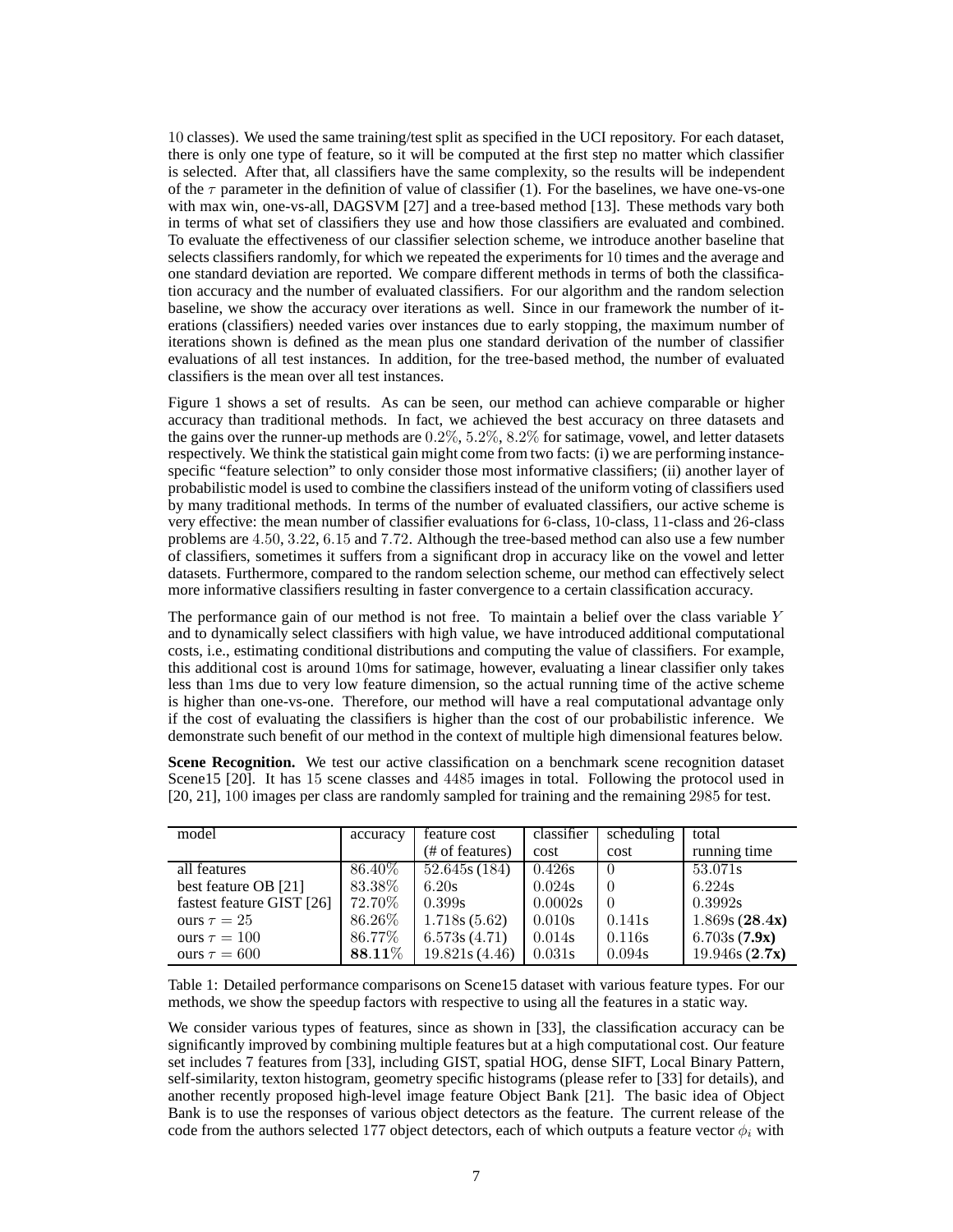10 classes). We used the same training/test split as specified in the UCI repository. For each dataset, there is only one type of feature, so it will be computed at the first step no matter which classifier is selected. After that, all classifiers have the same complexity, so the results will be independent of the $\tau$ parameter in the definition of value of classifier (1). For the baselines, we have one-vs-one with max win, one-vs-all, DAGSVM [27] and a tree-based method [13]. These methods vary both in terms of what set of classifiers they use and how those classifiers are evaluated and combined. To evaluate the effectiveness of our classifier selection scheme, we introduce another baseline that selects classifiers randomly, for which we repeated the experiments for 10 times and the average and one standard deviation are reported. We compare different methods in terms of both the classification accuracy and the number of evaluated classifiers. For our algorithm and the random selection baseline, we show the accuracy over iterations as well. Since in our framework the number of iterations (classifiers) needed varies over instances due to early stopping, the maximum number of iterations shown is defined as the mean plus one standard derivation of the number of classifier evaluations of all test instances. In addition, for the tree-based method, the number of evaluated classifiers is the mean over all test instances.

Figure 1 shows a set of results. As can be seen, our method can achieve comparable or higher accuracy than traditional methods. In fact, we achieved the best accuracy on three datasets and the gains over the runner-up methods are $0.2\%$, $5.2\%$, $8.2\%$ for satimage, vowel, and letter datasets respectively. We think the statistical gain might come from two facts: (i) we are performing instance-specific "feature selection" to only consider those most informative classifiers; (ii) another layer of probabilistic model is used to combine the classifiers instead of the uniform voting of classifiers used by many traditional methods. In terms of the number of evaluated classifiers, our active scheme is very effective: the mean number of classifier evaluations for 6-class, 10-class, 11-class and 26-class problems are 4.50, 3.22, 6.15 and 7.72. Although the tree-based method can also use a few number of classifiers, sometimes it suffers from a significant drop in accuracy like on the vowel and letter datasets. Furthermore, compared to the random selection scheme, our method can effectively select more informative classifiers resulting in faster convergence to a certain classification accuracy.

The performance gain of our method is not free. To maintain a belief over the class variable $Y$ and to dynamically select classifiers with high value, we have introduced additional computational costs, i.e., estimating conditional distributions and computing the value of classifiers. For example, this additional cost is around 10ms for satimage, however, evaluating a linear classifier only takes less than 1ms due to very low feature dimension, so the actual running time of the active scheme is higher than one-vs-one. Therefore, our method will have a real computational advantage only if the cost of evaluating the classifiers is higher than the cost of our probabilistic inference. We demonstrate such benefit of our method in the context of multiple high dimensional features below.

**Scene Recognition.** We test our active classification on a benchmark scene recognition dataset Scene15 [20]. It has 15 scene classes and 4485 images in total. Following the protocol used in [20, 21], 100 images per class are randomly sampled for training and the remaining 2985 for test.

| model | accuracy | feature cost (# of features) | classifier cost | scheduling cost | total running time |
|---|---|---|---|---|---|
| all features | $86.40\%$ | 52.645s (184) | 0.426s | 0 | 53.071s |
| best feature OB [21] | $83.38\%$ | 6.20s | 0.024s | 0 | 6.224s |
| fastest feature GIST [26] | $72.70\%$ | 0.399s | 0.0002s | 0 | 0.3992s |
| ours $\tau = 25$ | $86.26\%$ | 1.718s (5.62) | 0.010s | 0.141s | 1.869s (**28.4x**) |
| ours $\tau = 100$ | $86.77\%$ | 6.573s (4.71) | 0.014s | 0.116s | 6.703s (**7.9x**) |
| ours $\tau = 600$ | $\mathbf{88.11}\%$ | 19.821s (4.46) | 0.031s | 0.094s | 19.946s (**2.7x**) |

Table 1: Detailed performance comparisons on Scene15 dataset with various feature types. For our methods, we show the speedup factors with respective to using all the features in a static way.

We consider various types of features, since as shown in [33], the classification accuracy can be significantly improved by combining multiple features but at a high computational cost. Our feature set includes 7 features from [33], including GIST, spatial HOG, dense SIFT, Local Binary Pattern, self-similarity, texton histogram, geometry specific histograms (please refer to [33] for details), and another recently proposed high-level image feature Object Bank [21]. The basic idea of Object Bank is to use the responses of various object detectors as the feature. The current release of the code from the authors selected 177 object detectors, each of which outputs a feature vector $\phi_i$ with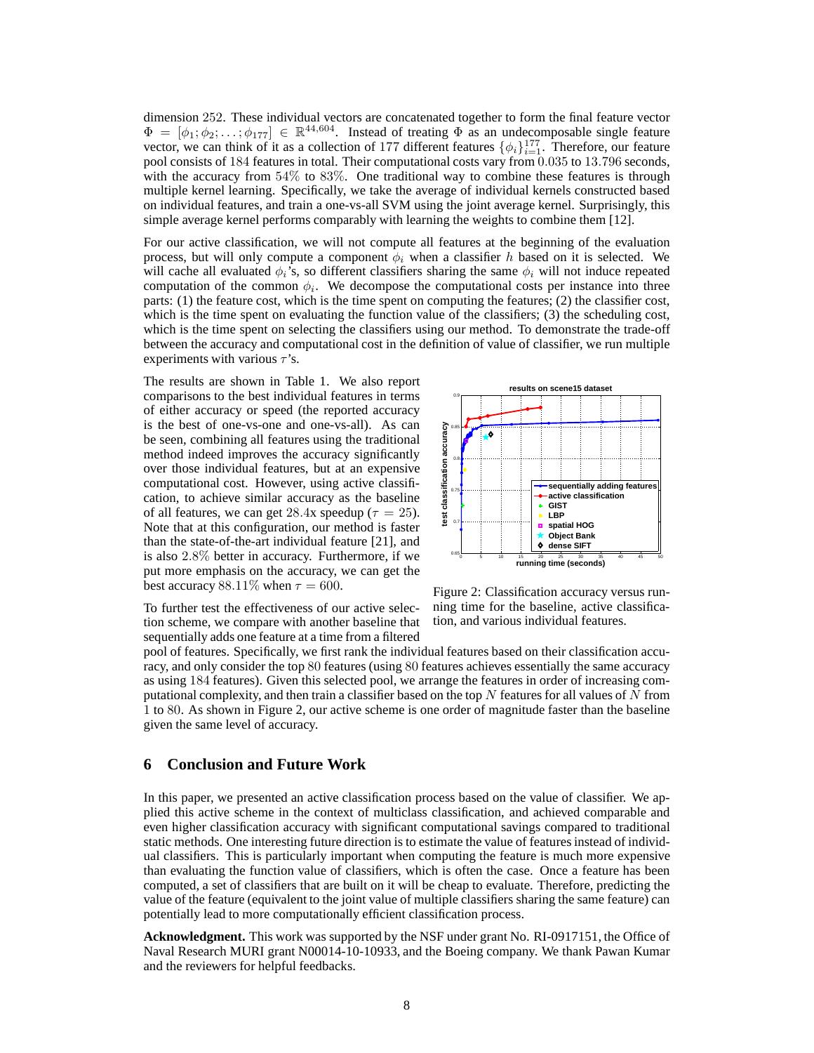dimension 252. These individual vectors are concatenated together to form the final feature vector $\Phi = [\phi_1; \phi_2; \ldots; \phi_{177}] \in \mathbb{R}^{44,604}$. Instead of treating $\Phi$ as an undecomposable single feature vector, we can think of it as a collection of 177 different features $\{\phi_i\}_{i=1}^{177}$. Therefore, our feature pool consists of 184 features in total. Their computational costs vary from 0.035 to 13.796 seconds, with the accuracy from 54% to 83%. One traditional way to combine these features is through multiple kernel learning. Specifically, we take the average of individual kernels constructed based on individual features, and train a one-vs-all SVM using the joint average kernel. Surprisingly, this simple average kernel performs comparably with learning the weights to combine them [12].

For our active classification, we will not compute all features at the beginning of the evaluation process, but will only compute a component $\phi_i$ when a classifier $h$ based on it is selected. We will cache all evaluated $\phi_i$'s, so different classifiers sharing the same $\phi_i$ will not induce repeated computation of the common $\phi_i$. We decompose the computational costs per instance into three parts: (1) the feature cost, which is the time spent on computing the features; (2) the classifier cost, which is the time spent on evaluating the function value of the classifiers; (3) the scheduling cost, which is the time spent on selecting the classifiers using our method. To demonstrate the trade-off between the accuracy and computational cost in the definition of value of classifier, we run multiple experiments with various $\tau$'s.

The results are shown in Table 1. We also report comparisons to the best individual features in terms of either accuracy or speed (the reported accuracy is the best of one-vs-one and one-vs-all). As can be seen, combining all features using the traditional method indeed improves the accuracy significantly over those individual features, but at an expensive computational cost. However, using active classification, to achieve similar accuracy as the baseline of all features, we can get 28.4x speedup ($\tau = 25$). Note that at this configuration, our method is faster than the state-of-the-art individual feature [21], and is also 2.8% better in accuracy. Furthermore, if we put more emphasis on the accuracy, we can get the best accuracy 88.11% when $\tau = 600$.

Figure 2: Classification accuracy versus running time for the baseline, active classification, and various individual features.

To further test the effectiveness of our active selection scheme, we compare with another baseline that sequentially adds one feature at a time from a filtered pool of features. Specifically, we first rank the individual features based on their classification accuracy, and only consider the top 80 features (using 80 features achieves essentially the same accuracy as using 184 features). Given this selected pool, we arrange the features in order of increasing computational complexity, and then train a classifier based on the top $N$ features for all values of $N$ from 1 to 80. As shown in Figure 2, our active scheme is one order of magnitude faster than the baseline given the same level of accuracy.

## 6 Conclusion and Future Work

In this paper, we presented an active classification process based on the value of classifier. We applied this active scheme in the context of multiclass classification, and achieved comparable and even higher classification accuracy with significant computational savings compared to traditional static methods. One interesting future direction is to estimate the value of features instead of individual classifiers. This is particularly important when computing the feature is much more expensive than evaluating the function value of classifiers, which is often the case. Once a feature has been computed, a set of classifiers that are built on it will be cheap to evaluate. Therefore, predicting the value of the feature (equivalent to the joint value of multiple classifiers sharing the same feature) can potentially lead to more computationally efficient classification process.

**Acknowledgment.** This work was supported by the NSF under grant No. RI-0917151, the Office of Naval Research MURI grant N00014-10-10933, and the Boeing company. We thank Pawan Kumar and the reviewers for helpful feedbacks.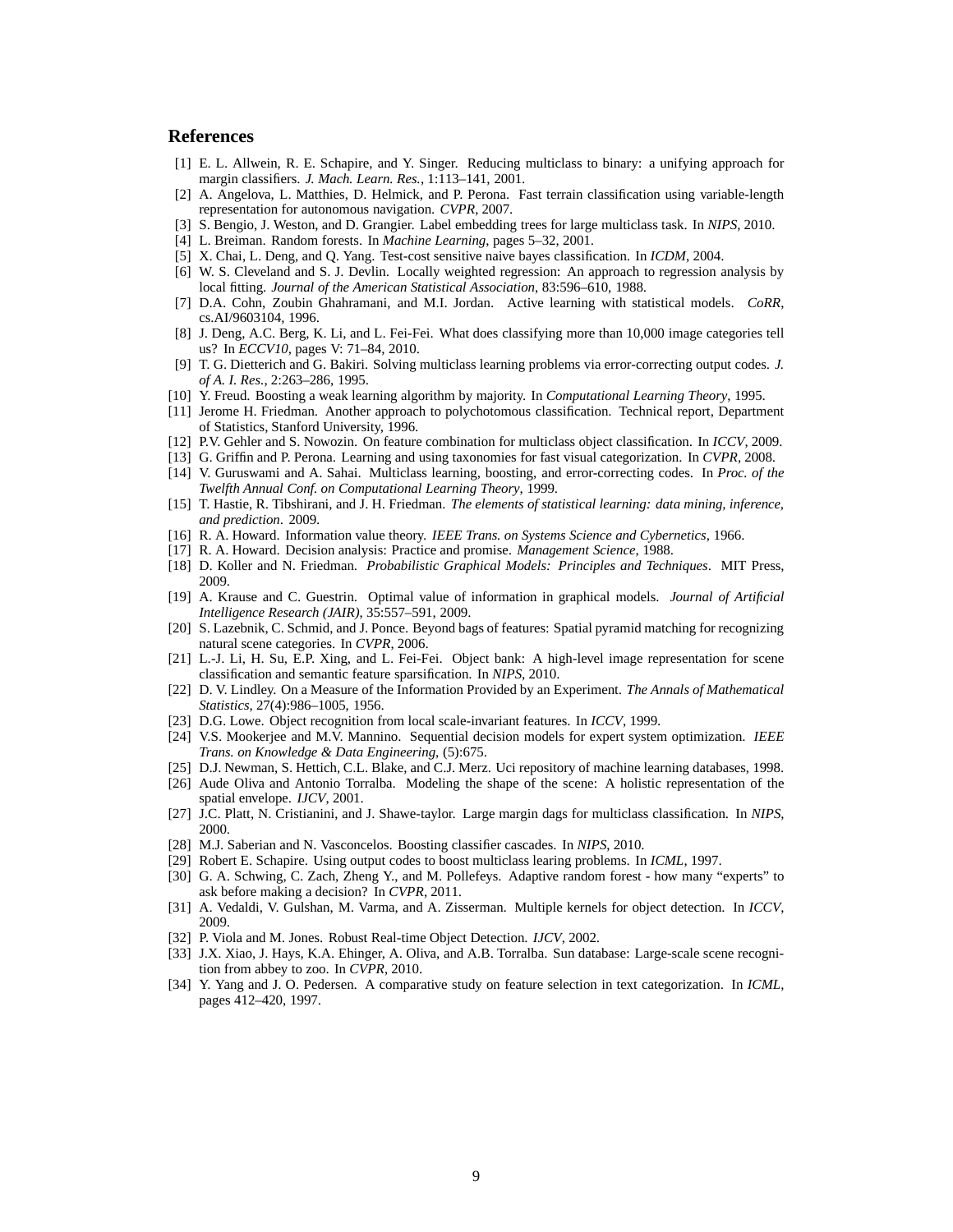## References

[1] E. L. Allwein, R. E. Schapire, and Y. Singer. Reducing multiclass to binary: a unifying approach for margin classifiers. *J. Mach. Learn. Res.*, 1:113–141, 2001.

[2] A. Angelova, L. Matthies, D. Helmick, and P. Perona. Fast terrain classification using variable-length representation for autonomous navigation. *CVPR*, 2007.

[3] S. Bengio, J. Weston, and D. Grangier. Label embedding trees for large multiclass task. In *NIPS*, 2010.

[4] L. Breiman. Random forests. In *Machine Learning*, pages 5–32, 2001.

[5] X. Chai, L. Deng, and Q. Yang. Test-cost sensitive naive bayes classification. In *ICDM*, 2004.

[6] W. S. Cleveland and S. J. Devlin. Locally weighted regression: An approach to regression analysis by local fitting. *Journal of the American Statistical Association*, 83:596–610, 1988.

[7] D.A. Cohn, Zoubin Ghahramani, and M.I. Jordan. Active learning with statistical models. *CoRR*, cs.AI/9603104, 1996.

[8] J. Deng, A.C. Berg, K. Li, and L. Fei-Fei. What does classifying more than 10,000 image categories tell us? In *ECCV10*, pages V: 71–84, 2010.

[9] T. G. Dietterich and G. Bakiri. Solving multiclass learning problems via error-correcting output codes. *J. of A. I. Res.*, 2:263–286, 1995.

[10] Y. Freud. Boosting a weak learning algorithm by majority. In *Computational Learning Theory*, 1995.

[11] Jerome H. Friedman. Another approach to polychotomous classification. Technical report, Department of Statistics, Stanford University, 1996.

[12] P.V. Gehler and S. Nowozin. On feature combination for multiclass object classification. In *ICCV*, 2009.

[13] G. Griffin and P. Perona. Learning and using taxonomies for fast visual categorization. In *CVPR*, 2008.

[14] V. Guruswami and A. Sahai. Multiclass learning, boosting, and error-correcting codes. In *Proc. of the Twelfth Annual Conf. on Computational Learning Theory*, 1999.

[15] T. Hastie, R. Tibshirani, and J. H. Friedman. *The elements of statistical learning: data mining, inference, and prediction*. 2009.

[16] R. A. Howard. Information value theory. *IEEE Trans. on Systems Science and Cybernetics*, 1966.

[17] R. A. Howard. Decision analysis: Practice and promise. *Management Science*, 1988.

[18] D. Koller and N. Friedman. *Probabilistic Graphical Models: Principles and Techniques*. MIT Press, 2009.

[19] A. Krause and C. Guestrin. Optimal value of information in graphical models. *Journal of Artificial Intelligence Research (JAIR)*, 35:557–591, 2009.

[20] S. Lazebnik, C. Schmid, and J. Ponce. Beyond bags of features: Spatial pyramid matching for recognizing natural scene categories. In *CVPR*, 2006.

[21] L.-J. Li, H. Su, E.P. Xing, and L. Fei-Fei. Object bank: A high-level image representation for scene classification and semantic feature sparsification. In *NIPS*, 2010.

[22] D. V. Lindley. On a Measure of the Information Provided by an Experiment. *The Annals of Mathematical Statistics*, 27(4):986–1005, 1956.

[23] D.G. Lowe. Object recognition from local scale-invariant features. In *ICCV*, 1999.

[24] V.S. Mookerjee and M.V. Mannino. Sequential decision models for expert system optimization. *IEEE Trans. on Knowledge & Data Engineering*, (5):675.

[25] D.J. Newman, S. Hettich, C.L. Blake, and C.J. Merz. Uci repository of machine learning databases, 1998.

[26] Aude Oliva and Antonio Torralba. Modeling the shape of the scene: A holistic representation of the spatial envelope. *IJCV*, 2001.

[27] J.C. Platt, N. Cristianini, and J. Shawe-taylor. Large margin dags for multiclass classification. In *NIPS*, 2000.

[28] M.J. Saberian and N. Vasconcelos. Boosting classifier cascades. In *NIPS*, 2010.

[29] Robert E. Schapire. Using output codes to boost multiclass learing problems. In *ICML*, 1997.

[30] G. A. Schwing, C. Zach, Zheng Y., and M. Pollefeys. Adaptive random forest - how many "experts" to ask before making a decision? In *CVPR*, 2011.

[31] A. Vedaldi, V. Gulshan, M. Varma, and A. Zisserman. Multiple kernels for object detection. In *ICCV*, 2009.

[32] P. Viola and M. Jones. Robust Real-time Object Detection. *IJCV*, 2002.

[33] J.X. Xiao, J. Hays, K.A. Ehinger, A. Oliva, and A.B. Torralba. Sun database: Large-scale scene recognition from abbey to zoo. In *CVPR*, 2010.

[34] Y. Yang and J. O. Pedersen. A comparative study on feature selection in text categorization. In *ICML*, pages 412–420, 1997.